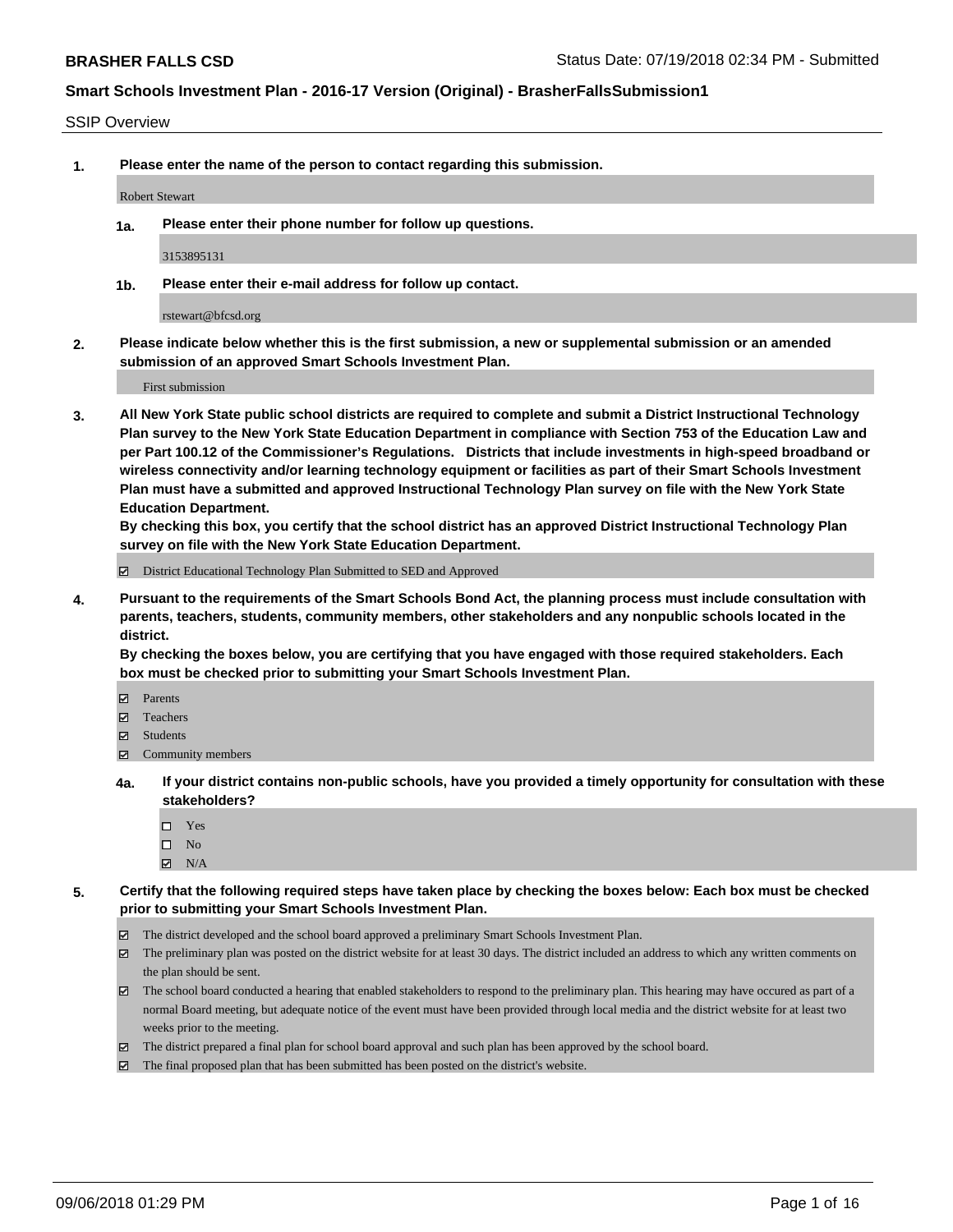## SSIP Overview

**1. Please enter the name of the person to contact regarding this submission.**

Robert Stewart

**1a. Please enter their phone number for follow up questions.**

3153895131

**1b. Please enter their e-mail address for follow up contact.**

rstewart@bfcsd.org

**2. Please indicate below whether this is the first submission, a new or supplemental submission or an amended submission of an approved Smart Schools Investment Plan.**

First submission

**3. All New York State public school districts are required to complete and submit a District Instructional Technology Plan survey to the New York State Education Department in compliance with Section 753 of the Education Law and per Part 100.12 of the Commissioner's Regulations. Districts that include investments in high-speed broadband or wireless connectivity and/or learning technology equipment or facilities as part of their Smart Schools Investment Plan must have a submitted and approved Instructional Technology Plan survey on file with the New York State Education Department.**
**By checking this box, you certify that the school district has an approved District Instructional Technology Plan survey on file with the New York State Education Department.**

- [x] District Educational Technology Plan Submitted to SED and Approved

**4. Pursuant to the requirements of the Smart Schools Bond Act, the planning process must include consultation with parents, teachers, students, community members, other stakeholders and any nonpublic schools located in the district.**
**By checking the boxes below, you are certifying that you have engaged with those required stakeholders. Each box must be checked prior to submitting your Smart Schools Investment Plan.**

- [x] Parents
- [x] Teachers
- [x] Students
- [x] Community members

**4a. If your district contains non-public schools, have you provided a timely opportunity for consultation with these stakeholders?**

- [ ] Yes
- [ ] No
- [x] N/A

**5. Certify that the following required steps have taken place by checking the boxes below: Each box must be checked prior to submitting your Smart Schools Investment Plan.**

- [x] The district developed and the school board approved a preliminary Smart Schools Investment Plan.
- [x] The preliminary plan was posted on the district website for at least 30 days. The district included an address to which any written comments on the plan should be sent.
- [x] The school board conducted a hearing that enabled stakeholders to respond to the preliminary plan. This hearing may have occured as part of a normal Board meeting, but adequate notice of the event must have been provided through local media and the district website for at least two weeks prior to the meeting.
- [x] The district prepared a final plan for school board approval and such plan has been approved by the school board.
- [x] The final proposed plan that has been submitted has been posted on the district's website.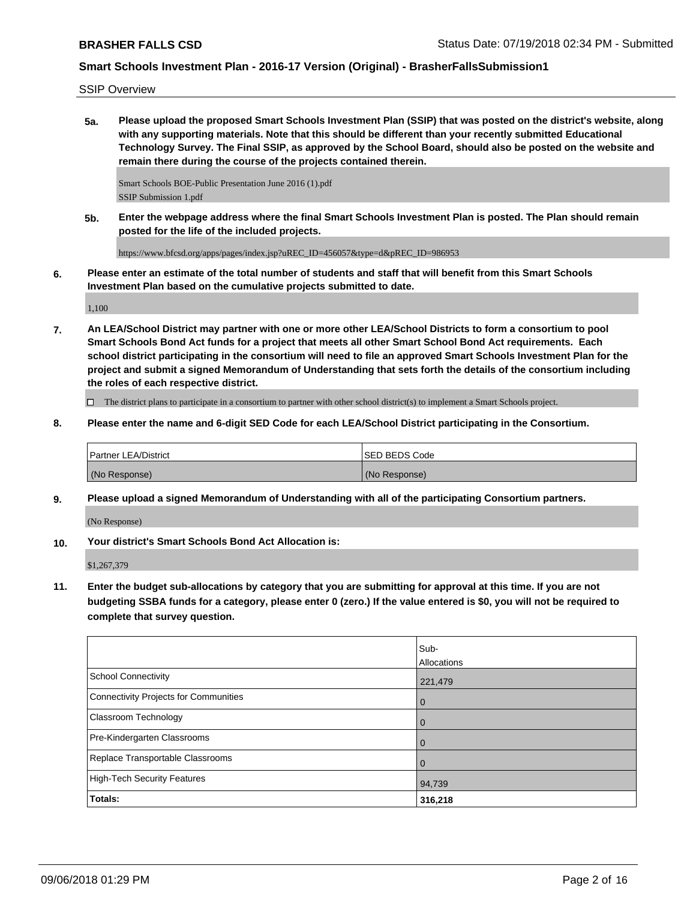SSIP Overview

**5a. Please upload the proposed Smart Schools Investment Plan (SSIP) that was posted on the district's website, along with any supporting materials. Note that this should be different than your recently submitted Educational Technology Survey. The Final SSIP, as approved by the School Board, should also be posted on the website and remain there during the course of the projects contained therein.**

Smart Schools BOE-Public Presentation June 2016 (1).pdf
SSIP Submission 1.pdf

**5b. Enter the webpage address where the final Smart Schools Investment Plan is posted. The Plan should remain posted for the life of the included projects.**

https://www.bfcsd.org/apps/pages/index.jsp?uREC_ID=456057&type=d&pREC_ID=986953

**6. Please enter an estimate of the total number of students and staff that will benefit from this Smart Schools Investment Plan based on the cumulative projects submitted to date.**

1,100

**7. An LEA/School District may partner with one or more other LEA/School Districts to form a consortium to pool Smart Schools Bond Act funds for a project that meets all other Smart School Bond Act requirements. Each school district participating in the consortium will need to file an approved Smart Schools Investment Plan for the project and submit a signed Memorandum of Understanding that sets forth the details of the consortium including the roles of each respective district.**

☐ The district plans to participate in a consortium to partner with other school district(s) to implement a Smart Schools project.

**8. Please enter the name and 6-digit SED Code for each LEA/School District participating in the Consortium.**

| Partner LEA/District | SED BEDS Code |
|---|---|
| (No Response) | (No Response) |

**9. Please upload a signed Memorandum of Understanding with all of the participating Consortium partners.**

(No Response)

**10. Your district's Smart Schools Bond Act Allocation is:**

$1,267,379

**11. Enter the budget sub-allocations by category that you are submitting for approval at this time. If you are not budgeting SSBA funds for a category, please enter 0 (zero.) If the value entered is $0, you will not be required to complete that survey question.**

| | Sub-Allocations |
|---|---|
| School Connectivity | 221,479 |
| Connectivity Projects for Communities | 0 |
| Classroom Technology | 0 |
| Pre-Kindergarten Classrooms | 0 |
| Replace Transportable Classrooms | 0 |
| High-Tech Security Features | 94,739 |
| **Totals:** | **316,218** |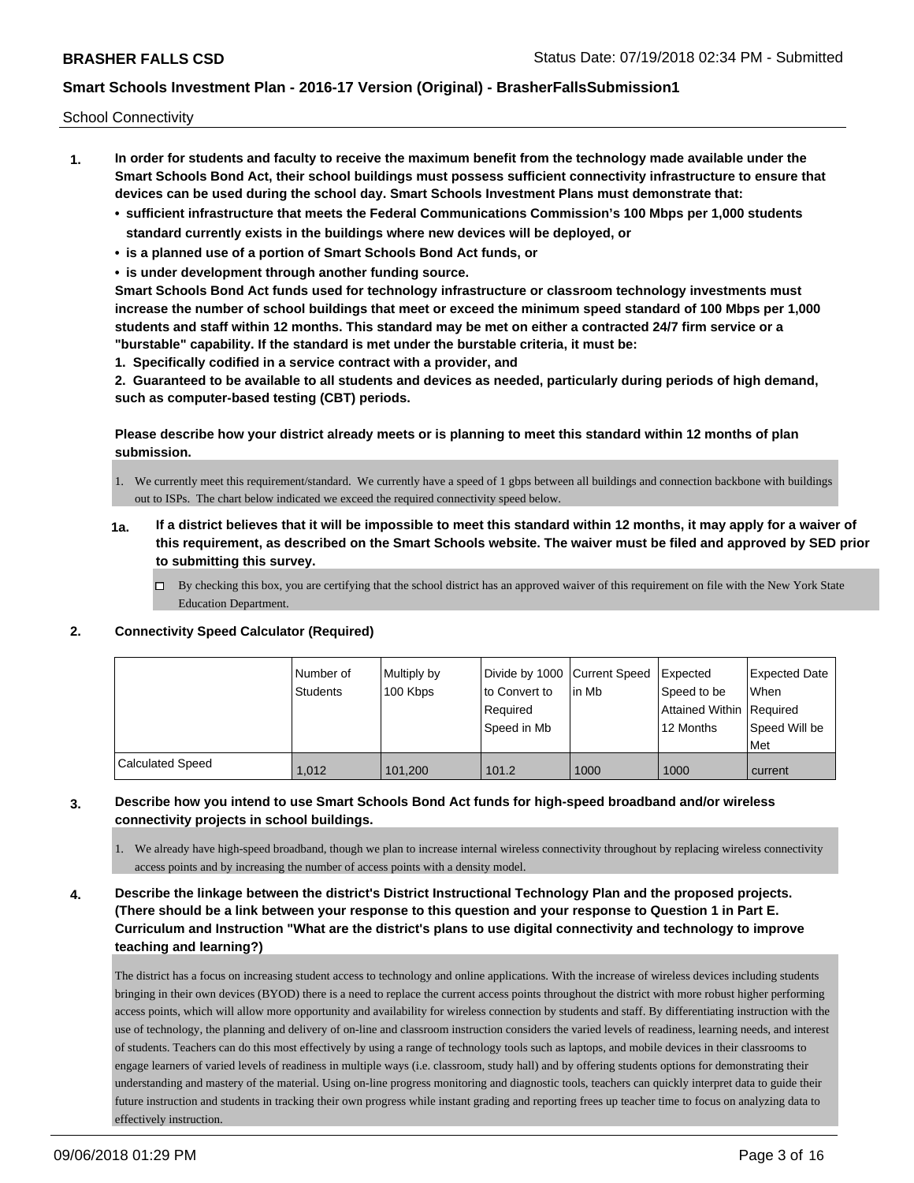School Connectivity

1. **In order for students and faculty to receive the maximum benefit from the technology made available under the Smart Schools Bond Act, their school buildings must possess sufficient connectivity infrastructure to ensure that devices can be used during the school day. Smart Schools Investment Plans must demonstrate that:**
   - **sufficient infrastructure that meets the Federal Communications Commission's 100 Mbps per 1,000 students standard currently exists in the buildings where new devices will be deployed, or**
   - **is a planned use of a portion of Smart Schools Bond Act funds, or**
   - **is under development through another funding source.**

   **Smart Schools Bond Act funds used for technology infrastructure or classroom technology investments must increase the number of school buildings that meet or exceed the minimum speed standard of 100 Mbps per 1,000 students and staff within 12 months. This standard may be met on either a contracted 24/7 firm service or a "burstable" capability. If the standard is met under the burstable criteria, it must be:**

   **1. Specifically codified in a service contract with a provider, and**

   **2. Guaranteed to be available to all students and devices as needed, particularly during periods of high demand, such as computer-based testing (CBT) periods.**

   **Please describe how your district already meets or is planning to meet this standard within 12 months of plan submission.**

   1. We currently meet this requirement/standard. We currently have a speed of 1 gbps between all buildings and connection backbone with buildings out to ISPs. The chart below indicated we exceed the required connectivity speed below.

   **1a. If a district believes that it will be impossible to meet this standard within 12 months, it may apply for a waiver of this requirement, as described on the Smart Schools website. The waiver must be filed and approved by SED prior to submitting this survey.**

   ☐ By checking this box, you are certifying that the school district has an approved waiver of this requirement on file with the New York State Education Department.

2. **Connectivity Speed Calculator (Required)**

| | Number of Students | Multiply by 100 Kbps | Divide by 1000 to Convert to Required Speed in Mb | Current Speed in Mb | Expected Speed to be Attained Within 12 Months | Expected Date When Required Speed Will be Met |
|---|---|---|---|---|---|---|
| Calculated Speed | 1,012 | 101,200 | 101.2 | 1000 | 1000 | current |

3. **Describe how you intend to use Smart Schools Bond Act funds for high-speed broadband and/or wireless connectivity projects in school buildings.**

   1. We already have high-speed broadband, though we plan to increase internal wireless connectivity throughout by replacing wireless connectivity access points and by increasing the number of access points with a density model.

4. **Describe the linkage between the district's District Instructional Technology Plan and the proposed projects. (There should be a link between your response to this question and your response to Question 1 in Part E. Curriculum and Instruction "What are the district's plans to use digital connectivity and technology to improve teaching and learning?)**

   The district has a focus on increasing student access to technology and online applications. With the increase of wireless devices including students bringing in their own devices (BYOD) there is a need to replace the current access points throughout the district with more robust higher performing access points, which will allow more opportunity and availability for wireless connection by students and staff. By differentiating instruction with the use of technology, the planning and delivery of on-line and classroom instruction considers the varied levels of readiness, learning needs, and interest of students. Teachers can do this most effectively by using a range of technology tools such as laptops, and mobile devices in their classrooms to engage learners of varied levels of readiness in multiple ways (i.e. classroom, study hall) and by offering students options for demonstrating their understanding and mastery of the material. Using on-line progress monitoring and diagnostic tools, teachers can quickly interpret data to guide their future instruction and students in tracking their own progress while instant grading and reporting frees up teacher time to focus on analyzing data to effectively instruction.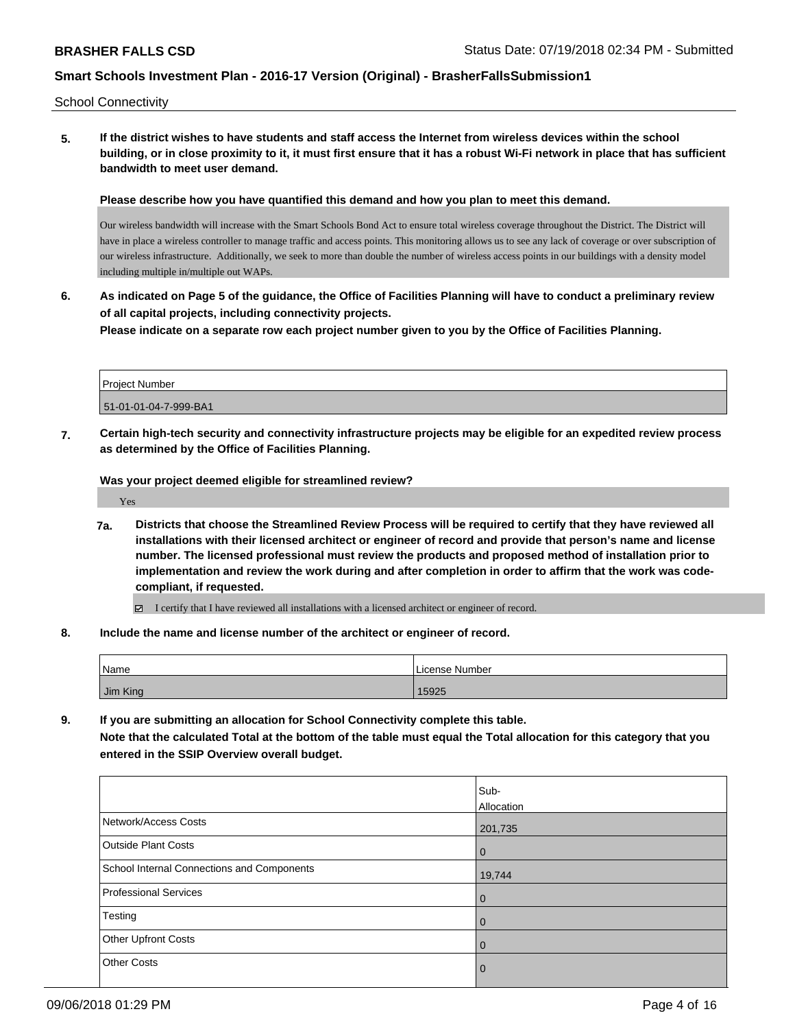School Connectivity

**5. If the district wishes to have students and staff access the Internet from wireless devices within the school building, or in close proximity to it, it must first ensure that it has a robust Wi-Fi network in place that has sufficient bandwidth to meet user demand.**

**Please describe how you have quantified this demand and how you plan to meet this demand.**

Our wireless bandwidth will increase with the Smart Schools Bond Act to ensure total wireless coverage throughout the District. The District will have in place a wireless controller to manage traffic and access points. This monitoring allows us to see any lack of coverage or over subscription of our wireless infrastructure. Additionally, we seek to more than double the number of wireless access points in our buildings with a density model including multiple in/multiple out WAPs.

**6. As indicated on Page 5 of the guidance, the Office of Facilities Planning will have to conduct a preliminary review of all capital projects, including connectivity projects.**

**Please indicate on a separate row each project number given to you by the Office of Facilities Planning.**

| Project Number |
| --- |
| 51-01-01-04-7-999-BA1 |

**7. Certain high-tech security and connectivity infrastructure projects may be eligible for an expedited review process as determined by the Office of Facilities Planning.**

**Was your project deemed eligible for streamlined review?**

Yes

**7a. Districts that choose the Streamlined Review Process will be required to certify that they have reviewed all installations with their licensed architect or engineer of record and provide that person's name and license number. The licensed professional must review the products and proposed method of installation prior to implementation and review the work during and after completion in order to affirm that the work was code-compliant, if requested.**

☑ I certify that I have reviewed all installations with a licensed architect or engineer of record.

**8. Include the name and license number of the architect or engineer of record.**

| Name | License Number |
| --- | --- |
| Jim King | 15925 |

**9. If you are submitting an allocation for School Connectivity complete this table.**
**Note that the calculated Total at the bottom of the table must equal the Total allocation for this category that you entered in the SSIP Overview overall budget.**

| | Sub-Allocation |
| --- | --- |
| Network/Access Costs | 201,735 |
| Outside Plant Costs | 0 |
| School Internal Connections and Components | 19,744 |
| Professional Services | 0 |
| Testing | 0 |
| Other Upfront Costs | 0 |
| Other Costs | 0 |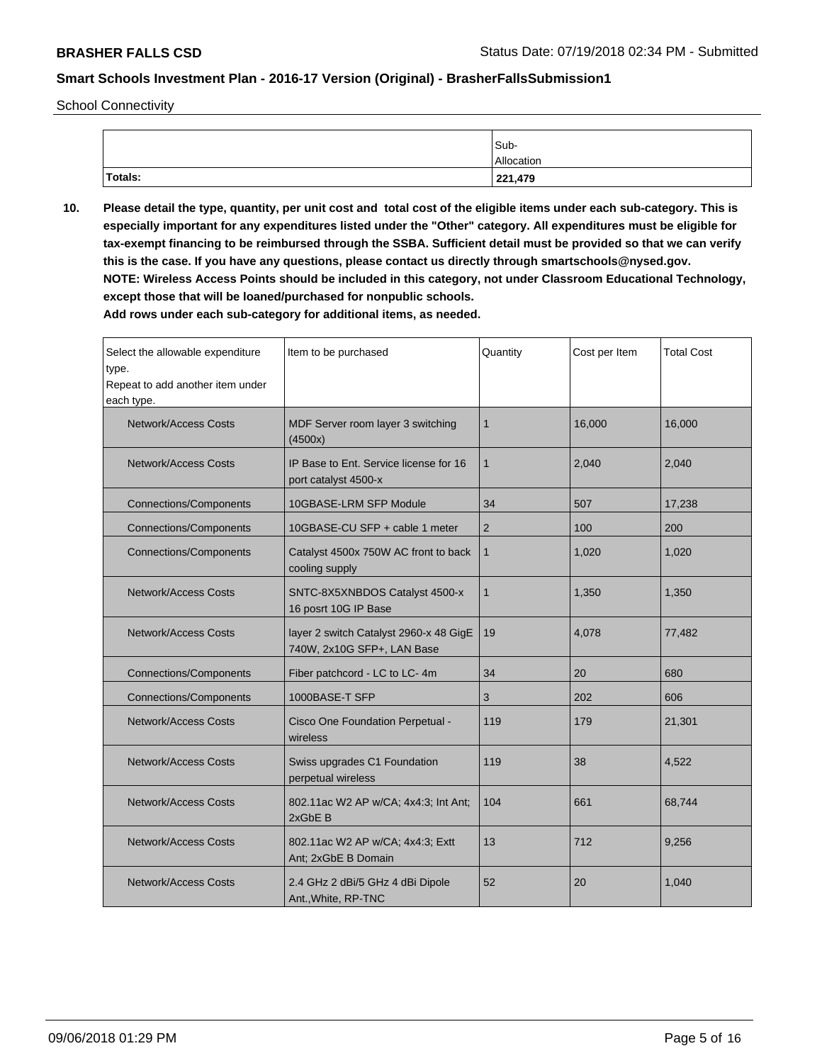School Connectivity

| | Sub-Allocation |
|---|---|
| **Totals:** | **221,479** |

**10. Please detail the type, quantity, per unit cost and total cost of the eligible items under each sub-category. This is especially important for any expenditures listed under the "Other" category. All expenditures must be eligible for tax-exempt financing to be reimbursed through the SSBA. Sufficient detail must be provided so that we can verify this is the case. If you have any questions, please contact us directly through smartschools@nysed.gov.**
**NOTE: Wireless Access Points should be included in this category, not under Classroom Educational Technology, except those that will be loaned/purchased for nonpublic schools.**
**Add rows under each sub-category for additional items, as needed.**

| Select the allowable expenditure type. Repeat to add another item under each type. | Item to be purchased | Quantity | Cost per Item | Total Cost |
|---|---|---|---|---|
| Network/Access Costs | MDF Server room layer 3 switching (4500x) | 1 | 16,000 | 16,000 |
| Network/Access Costs | IP Base to Ent. Service license for 16 port catalyst 4500-x | 1 | 2,040 | 2,040 |
| Connections/Components | 10GBASE-LRM SFP Module | 34 | 507 | 17,238 |
| Connections/Components | 10GBASE-CU SFP + cable 1 meter | 2 | 100 | 200 |
| Connections/Components | Catalyst 4500x 750W AC front to back cooling supply | 1 | 1,020 | 1,020 |
| Network/Access Costs | SNTC-8X5XNBDOS Catalyst 4500-x 16 posrt 10G IP Base | 1 | 1,350 | 1,350 |
| Network/Access Costs | layer 2 switch Catalyst 2960-x 48 GigE 740W, 2x10G SFP+, LAN Base | 19 | 4,078 | 77,482 |
| Connections/Components | Fiber patchcord - LC to LC- 4m | 34 | 20 | 680 |
| Connections/Components | 1000BASE-T SFP | 3 | 202 | 606 |
| Network/Access Costs | Cisco One Foundation Perpetual - wireless | 119 | 179 | 21,301 |
| Network/Access Costs | Swiss upgrades C1 Foundation perpetual wireless | 119 | 38 | 4,522 |
| Network/Access Costs | 802.11ac W2 AP w/CA; 4x4:3; Int Ant; 2xGbE B | 104 | 661 | 68,744 |
| Network/Access Costs | 802.11ac W2 AP w/CA; 4x4:3; Extt Ant; 2xGbE B Domain | 13 | 712 | 9,256 |
| Network/Access Costs | 2.4 GHz 2 dBi/5 GHz 4 dBi Dipole Ant.,White, RP-TNC | 52 | 20 | 1,040 |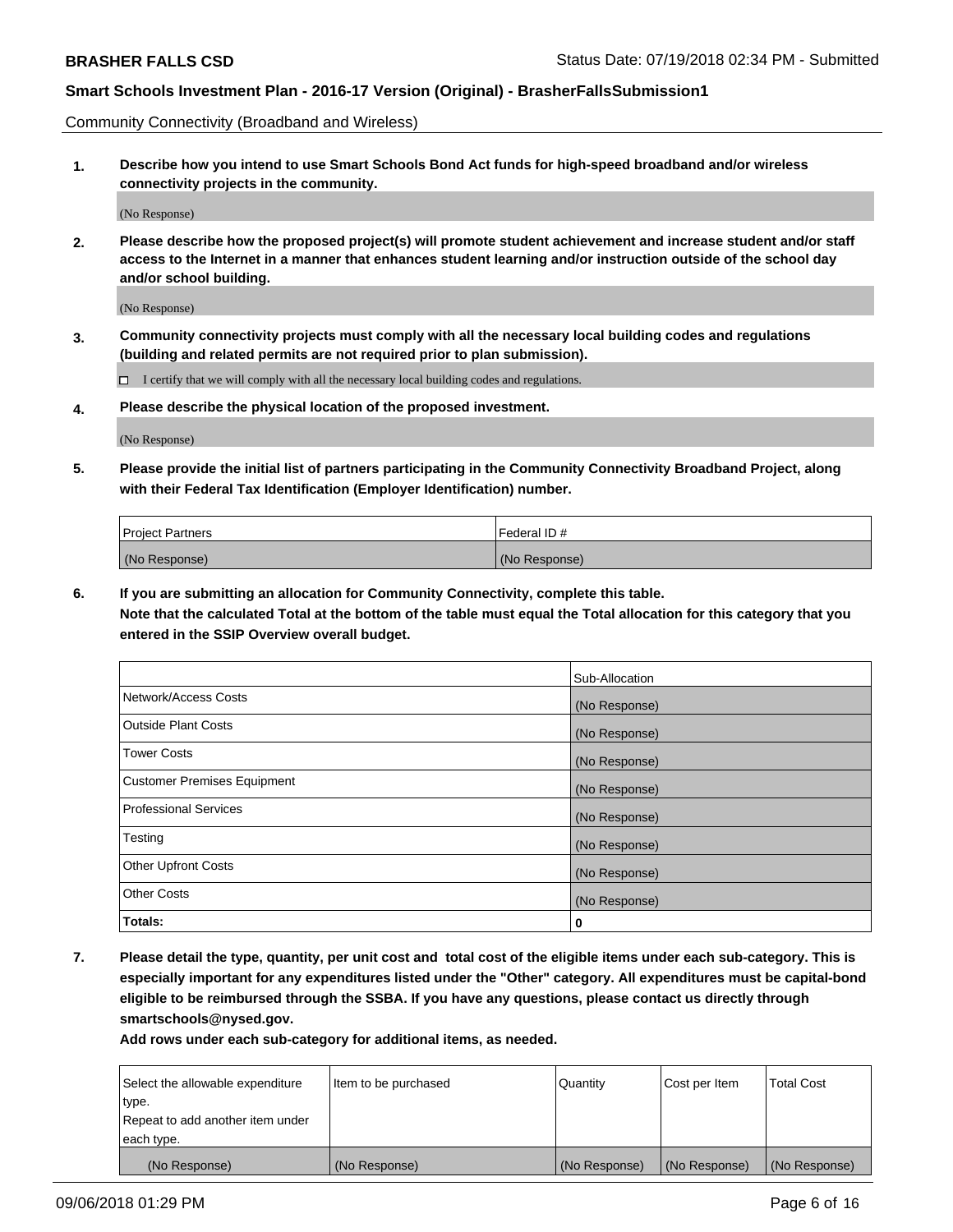Community Connectivity (Broadband and Wireless)

**1. Describe how you intend to use Smart Schools Bond Act funds for high-speed broadband and/or wireless connectivity projects in the community.**

(No Response)

**2. Please describe how the proposed project(s) will promote student achievement and increase student and/or staff access to the Internet in a manner that enhances student learning and/or instruction outside of the school day and/or school building.**

(No Response)

**3. Community connectivity projects must comply with all the necessary local building codes and regulations (building and related permits are not required prior to plan submission).**

☐ I certify that we will comply with all the necessary local building codes and regulations.

**4. Please describe the physical location of the proposed investment.**

(No Response)

**5. Please provide the initial list of partners participating in the Community Connectivity Broadband Project, along with their Federal Tax Identification (Employer Identification) number.**

| Project Partners | Federal ID # |
|---|---|
| (No Response) | (No Response) |

**6. If you are submitting an allocation for Community Connectivity, complete this table.**
**Note that the calculated Total at the bottom of the table must equal the Total allocation for this category that you entered in the SSIP Overview overall budget.**

| | Sub-Allocation |
|---|---|
| Network/Access Costs | (No Response) |
| Outside Plant Costs | (No Response) |
| Tower Costs | (No Response) |
| Customer Premises Equipment | (No Response) |
| Professional Services | (No Response) |
| Testing | (No Response) |
| Other Upfront Costs | (No Response) |
| Other Costs | (No Response) |
| **Totals:** | **0** |

**7. Please detail the type, quantity, per unit cost and total cost of the eligible items under each sub-category. This is especially important for any expenditures listed under the "Other" category. All expenditures must be capital-bond eligible to be reimbursed through the SSBA. If you have any questions, please contact us directly through smartschools@nysed.gov.**

**Add rows under each sub-category for additional items, as needed.**

| Select the allowable expenditure type. Repeat to add another item under each type. | Item to be purchased | Quantity | Cost per Item | Total Cost |
|---|---|---|---|---|
| (No Response) | (No Response) | (No Response) | (No Response) | (No Response) |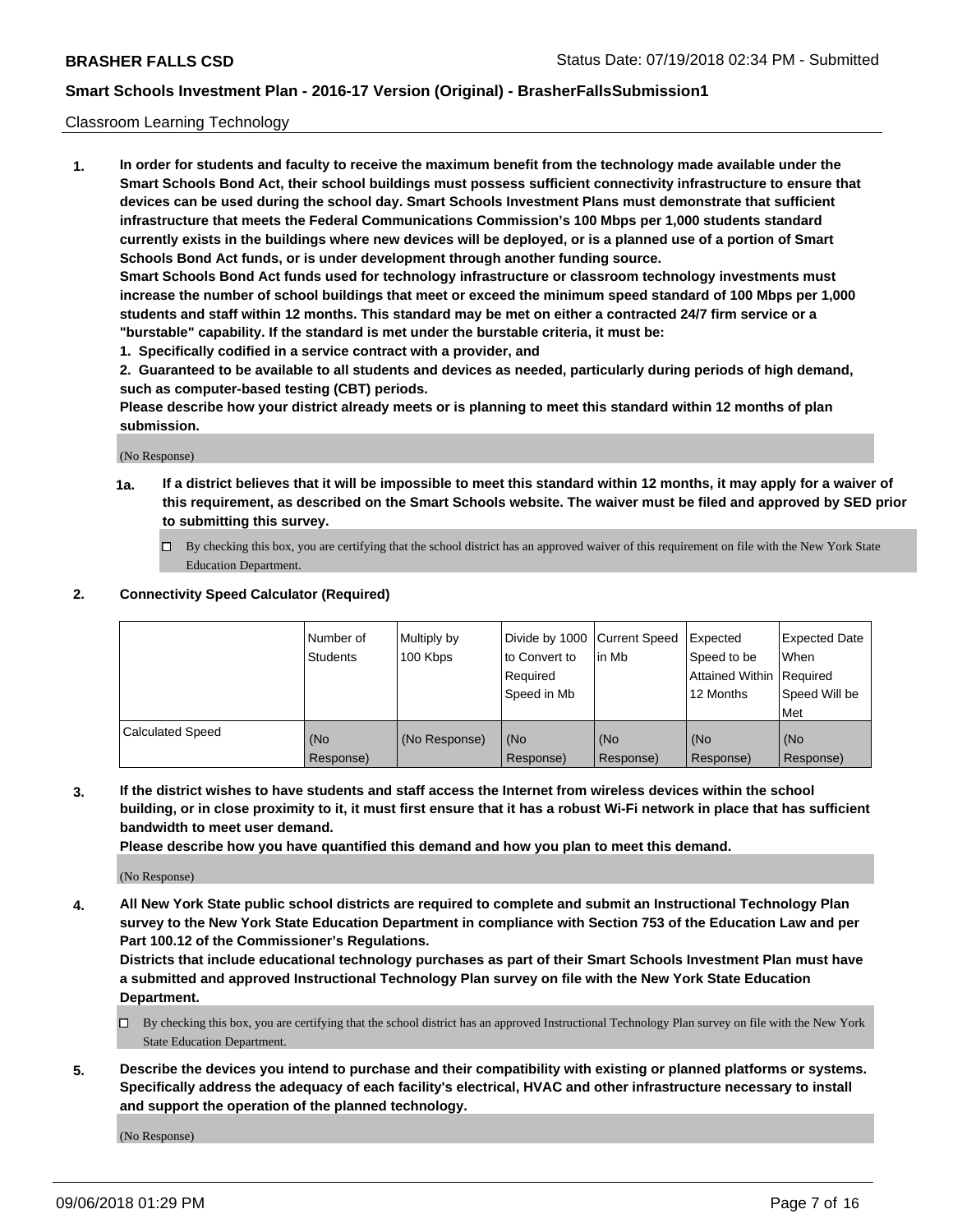Classroom Learning Technology

**1. In order for students and faculty to receive the maximum benefit from the technology made available under the Smart Schools Bond Act, their school buildings must possess sufficient connectivity infrastructure to ensure that devices can be used during the school day. Smart Schools Investment Plans must demonstrate that sufficient infrastructure that meets the Federal Communications Commission's 100 Mbps per 1,000 students standard currently exists in the buildings where new devices will be deployed, or is a planned use of a portion of Smart Schools Bond Act funds, or is under development through another funding source.**

**Smart Schools Bond Act funds used for technology infrastructure or classroom technology investments must increase the number of school buildings that meet or exceed the minimum speed standard of 100 Mbps per 1,000 students and staff within 12 months. This standard may be met on either a contracted 24/7 firm service or a "burstable" capability. If the standard is met under the burstable criteria, it must be:**

**1. Specifically codified in a service contract with a provider, and**

**2. Guaranteed to be available to all students and devices as needed, particularly during periods of high demand, such as computer-based testing (CBT) periods.**

**Please describe how your district already meets or is planning to meet this standard within 12 months of plan submission.**

(No Response)

**1a. If a district believes that it will be impossible to meet this standard within 12 months, it may apply for a waiver of this requirement, as described on the Smart Schools website. The waiver must be filed and approved by SED prior to submitting this survey.**

☐ By checking this box, you are certifying that the school district has an approved waiver of this requirement on file with the New York State Education Department.

**2. Connectivity Speed Calculator (Required)**

| | Number of Students | Multiply by 100 Kbps | Divide by 1000 to Convert to Required Speed in Mb | Current Speed in Mb | Expected Speed to be Attained Within 12 Months | Expected Date When Required Speed Will be Met |
|---|---|---|---|---|---|---|
| Calculated Speed | (No Response) | (No Response) | (No Response) | (No Response) | (No Response) | (No Response) |

**3. If the district wishes to have students and staff access the Internet from wireless devices within the school building, or in close proximity to it, it must first ensure that it has a robust Wi-Fi network in place that has sufficient bandwidth to meet user demand.**

**Please describe how you have quantified this demand and how you plan to meet this demand.**

(No Response)

**4. All New York State public school districts are required to complete and submit an Instructional Technology Plan survey to the New York State Education Department in compliance with Section 753 of the Education Law and per Part 100.12 of the Commissioner's Regulations.**

**Districts that include educational technology purchases as part of their Smart Schools Investment Plan must have a submitted and approved Instructional Technology Plan survey on file with the New York State Education Department.**

☐ By checking this box, you are certifying that the school district has an approved Instructional Technology Plan survey on file with the New York State Education Department.

**5. Describe the devices you intend to purchase and their compatibility with existing or planned platforms or systems. Specifically address the adequacy of each facility's electrical, HVAC and other infrastructure necessary to install and support the operation of the planned technology.**

(No Response)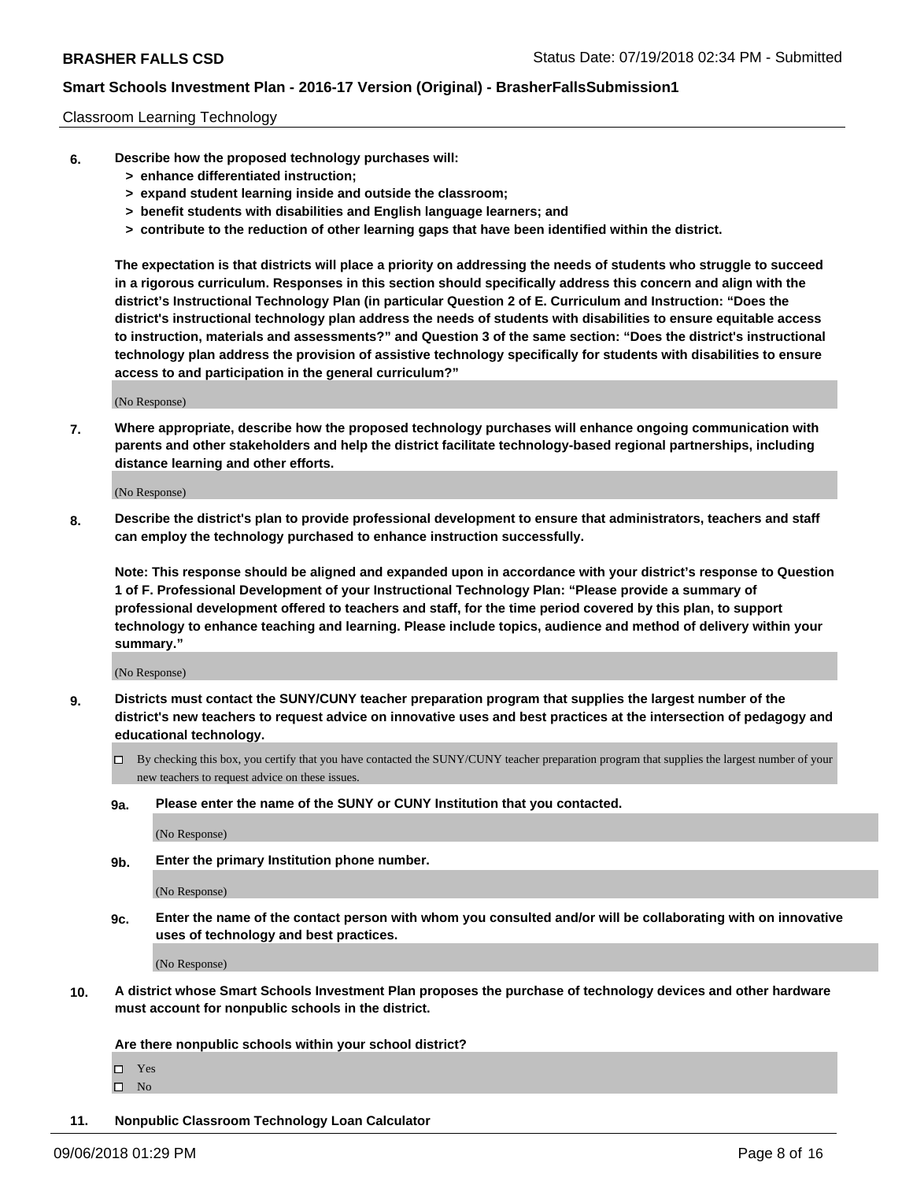Classroom Learning Technology

**6. Describe how the proposed technology purchases will:**
- **> enhance differentiated instruction;**
- **> expand student learning inside and outside the classroom;**
- **> benefit students with disabilities and English language learners; and**
- **> contribute to the reduction of other learning gaps that have been identified within the district.**

**The expectation is that districts will place a priority on addressing the needs of students who struggle to succeed in a rigorous curriculum. Responses in this section should specifically address this concern and align with the district's Instructional Technology Plan (in particular Question 2 of E. Curriculum and Instruction: "Does the district's instructional technology plan address the needs of students with disabilities to ensure equitable access to instruction, materials and assessments?" and Question 3 of the same section: "Does the district's instructional technology plan address the provision of assistive technology specifically for students with disabilities to ensure access to and participation in the general curriculum?"**

(No Response)

**7. Where appropriate, describe how the proposed technology purchases will enhance ongoing communication with parents and other stakeholders and help the district facilitate technology-based regional partnerships, including distance learning and other efforts.**

(No Response)

**8. Describe the district's plan to provide professional development to ensure that administrators, teachers and staff can employ the technology purchased to enhance instruction successfully.**

**Note: This response should be aligned and expanded upon in accordance with your district's response to Question 1 of F. Professional Development of your Instructional Technology Plan: "Please provide a summary of professional development offered to teachers and staff, for the time period covered by this plan, to support technology to enhance teaching and learning. Please include topics, audience and method of delivery within your summary."**

(No Response)

**9. Districts must contact the SUNY/CUNY teacher preparation program that supplies the largest number of the district's new teachers to request advice on innovative uses and best practices at the intersection of pedagogy and educational technology.**

☐ By checking this box, you certify that you have contacted the SUNY/CUNY teacher preparation program that supplies the largest number of your new teachers to request advice on these issues.

**9a. Please enter the name of the SUNY or CUNY Institution that you contacted.**

(No Response)

**9b. Enter the primary Institution phone number.**

(No Response)

**9c. Enter the name of the contact person with whom you consulted and/or will be collaborating with on innovative uses of technology and best practices.**

(No Response)

**10. A district whose Smart Schools Investment Plan proposes the purchase of technology devices and other hardware must account for nonpublic schools in the district.**

**Are there nonpublic schools within your school district?**

☐ Yes
☐ No

**11. Nonpublic Classroom Technology Loan Calculator**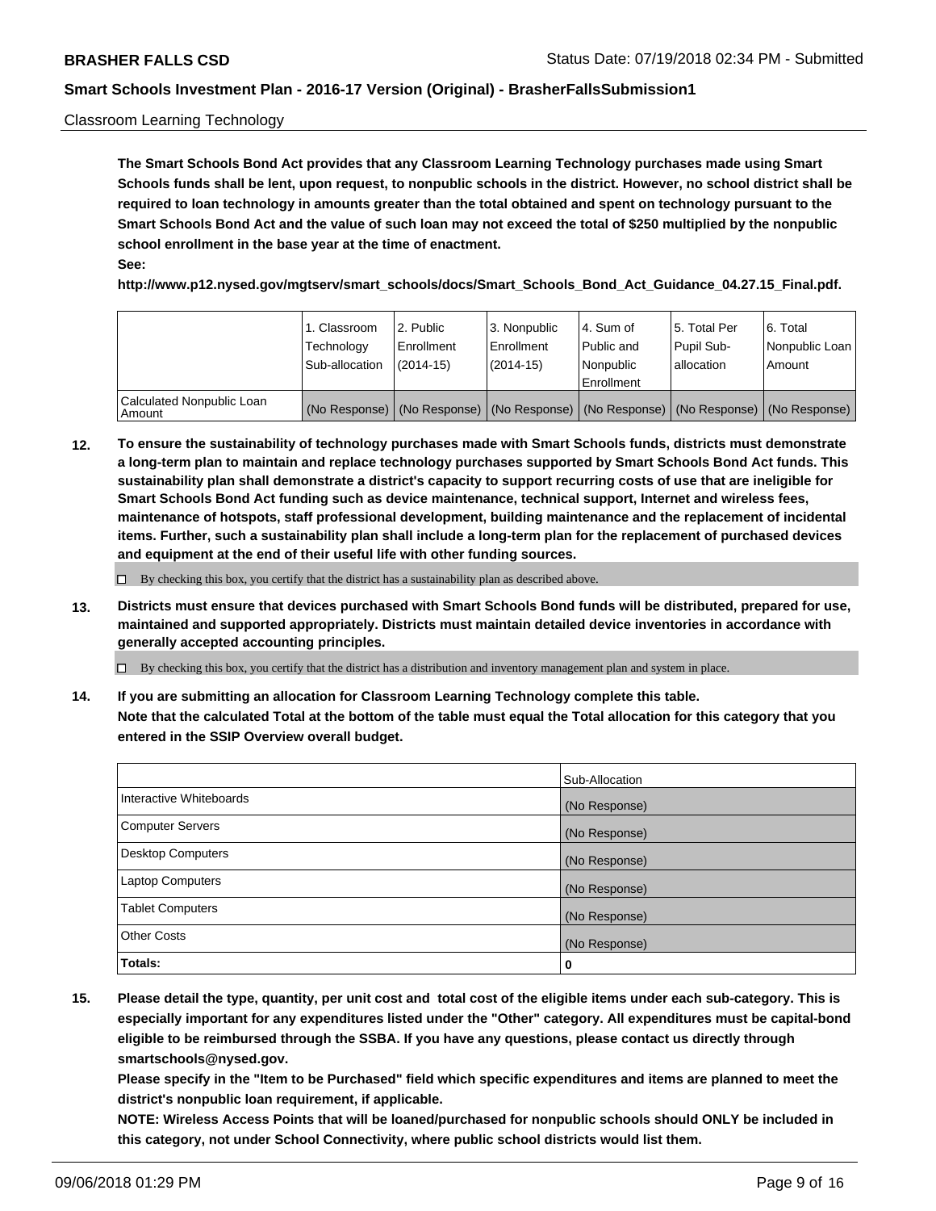Classroom Learning Technology

**The Smart Schools Bond Act provides that any Classroom Learning Technology purchases made using Smart Schools funds shall be lent, upon request, to nonpublic schools in the district. However, no school district shall be required to loan technology in amounts greater than the total obtained and spent on technology pursuant to the Smart Schools Bond Act and the value of such loan may not exceed the total of $250 multiplied by the nonpublic school enrollment in the base year at the time of enactment.**

**See:**

**http://www.p12.nysed.gov/mgtserv/smart_schools/docs/Smart_Schools_Bond_Act_Guidance_04.27.15_Final.pdf.**

| | 1. Classroom Technology Sub-allocation | 2. Public Enrollment (2014-15) | 3. Nonpublic Enrollment (2014-15) | 4. Sum of Public and Nonpublic Enrollment | 5. Total Per Pupil Sub-allocation | 6. Total Nonpublic Loan Amount |
|---|---|---|---|---|---|---|
| Calculated Nonpublic Loan Amount | (No Response) | (No Response) | (No Response) | (No Response) | (No Response) | (No Response) |

**12. To ensure the sustainability of technology purchases made with Smart Schools funds, districts must demonstrate a long-term plan to maintain and replace technology purchases supported by Smart Schools Bond Act funds. This sustainability plan shall demonstrate a district's capacity to support recurring costs of use that are ineligible for Smart Schools Bond Act funding such as device maintenance, technical support, Internet and wireless fees, maintenance of hotspots, staff professional development, building maintenance and the replacement of incidental items. Further, such a sustainability plan shall include a long-term plan for the replacement of purchased devices and equipment at the end of their useful life with other funding sources.**

☐ By checking this box, you certify that the district has a sustainability plan as described above.

**13. Districts must ensure that devices purchased with Smart Schools Bond funds will be distributed, prepared for use, maintained and supported appropriately. Districts must maintain detailed device inventories in accordance with generally accepted accounting principles.**

☐ By checking this box, you certify that the district has a distribution and inventory management plan and system in place.

**14. If you are submitting an allocation for Classroom Learning Technology complete this table. Note that the calculated Total at the bottom of the table must equal the Total allocation for this category that you entered in the SSIP Overview overall budget.**

| | Sub-Allocation |
|---|---|
| Interactive Whiteboards | (No Response) |
| Computer Servers | (No Response) |
| Desktop Computers | (No Response) |
| Laptop Computers | (No Response) |
| Tablet Computers | (No Response) |
| Other Costs | (No Response) |
| **Totals:** | **0** |

**15. Please detail the type, quantity, per unit cost and total cost of the eligible items under each sub-category. This is especially important for any expenditures listed under the "Other" category. All expenditures must be capital-bond eligible to be reimbursed through the SSBA. If you have any questions, please contact us directly through smartschools@nysed.gov.**

**Please specify in the "Item to be Purchased" field which specific expenditures and items are planned to meet the district's nonpublic loan requirement, if applicable.**

**NOTE: Wireless Access Points that will be loaned/purchased for nonpublic schools should ONLY be included in this category, not under School Connectivity, where public school districts would list them.**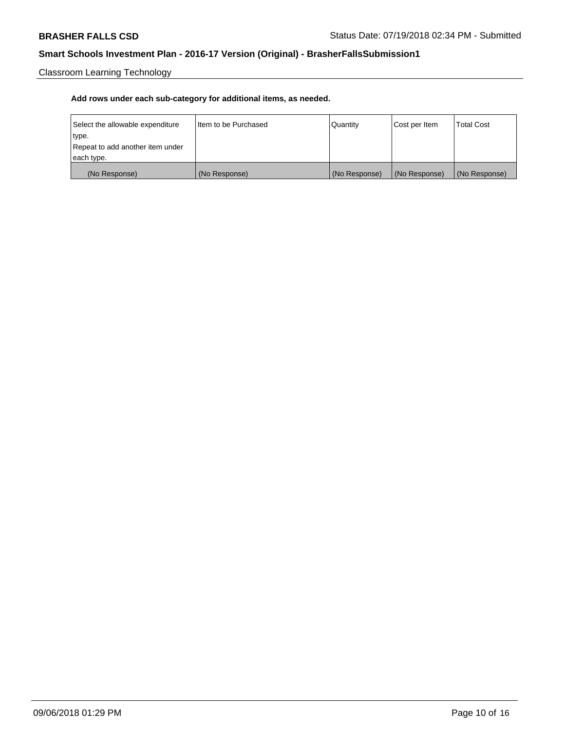Classroom Learning Technology

**Add rows under each sub-category for additional items, as needed.**

| Select the allowable expenditure type. Repeat to add another item under each type. | Item to be Purchased | Quantity | Cost per Item | Total Cost |
|---|---|---|---|---|
| (No Response) | (No Response) | (No Response) | (No Response) | (No Response) |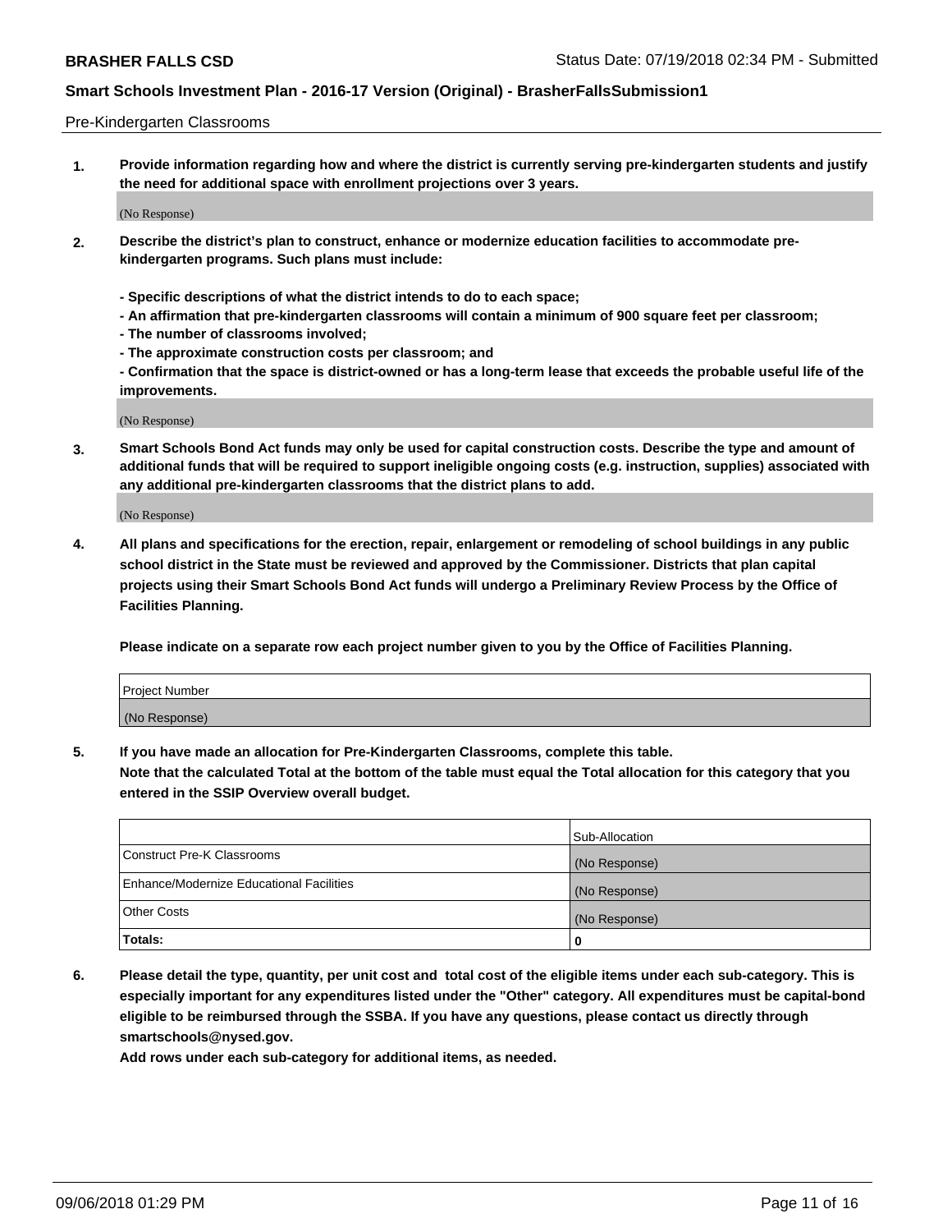Pre-Kindergarten Classrooms

**1. Provide information regarding how and where the district is currently serving pre-kindergarten students and justify the need for additional space with enrollment projections over 3 years.**

(No Response)

**2. Describe the district's plan to construct, enhance or modernize education facilities to accommodate pre-kindergarten programs. Such plans must include:**

**- Specific descriptions of what the district intends to do to each space;**
**- An affirmation that pre-kindergarten classrooms will contain a minimum of 900 square feet per classroom;**
**- The number of classrooms involved;**
**- The approximate construction costs per classroom; and**
**- Confirmation that the space is district-owned or has a long-term lease that exceeds the probable useful life of the improvements.**

(No Response)

**3. Smart Schools Bond Act funds may only be used for capital construction costs. Describe the type and amount of additional funds that will be required to support ineligible ongoing costs (e.g. instruction, supplies) associated with any additional pre-kindergarten classrooms that the district plans to add.**

(No Response)

**4. All plans and specifications for the erection, repair, enlargement or remodeling of school buildings in any public school district in the State must be reviewed and approved by the Commissioner. Districts that plan capital projects using their Smart Schools Bond Act funds will undergo a Preliminary Review Process by the Office of Facilities Planning.**

**Please indicate on a separate row each project number given to you by the Office of Facilities Planning.**

| Project Number |
|---|
| (No Response) |

**5. If you have made an allocation for Pre-Kindergarten Classrooms, complete this table.**
**Note that the calculated Total at the bottom of the table must equal the Total allocation for this category that you entered in the SSIP Overview overall budget.**

| | Sub-Allocation |
|---|---|
| Construct Pre-K Classrooms | (No Response) |
| Enhance/Modernize Educational Facilities | (No Response) |
| Other Costs | (No Response) |
| **Totals:** | **0** |

**6. Please detail the type, quantity, per unit cost and total cost of the eligible items under each sub-category. This is especially important for any expenditures listed under the "Other" category. All expenditures must be capital-bond eligible to be reimbursed through the SSBA. If you have any questions, please contact us directly through smartschools@nysed.gov.**
**Add rows under each sub-category for additional items, as needed.**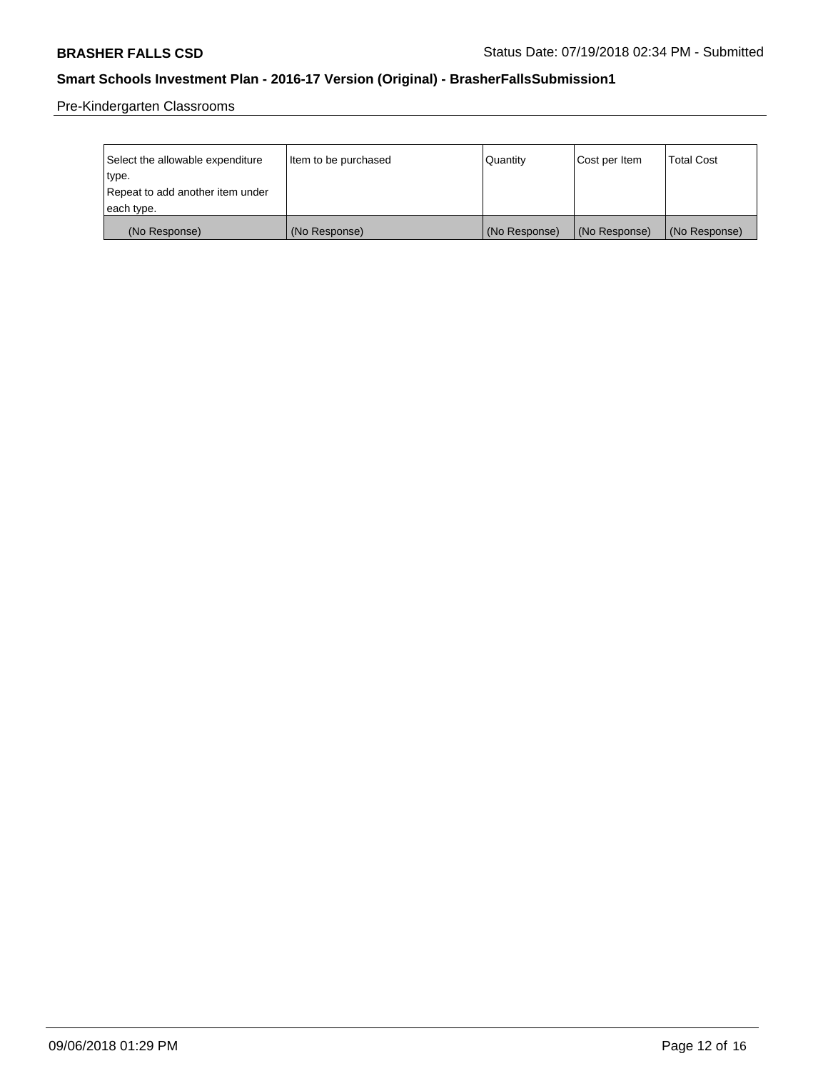Pre-Kindergarten Classrooms

| Select the allowable expenditure type. Repeat to add another item under each type. | Item to be purchased | Quantity | Cost per Item | Total Cost |
|---|---|---|---|---|
| (No Response) | (No Response) | (No Response) | (No Response) | (No Response) |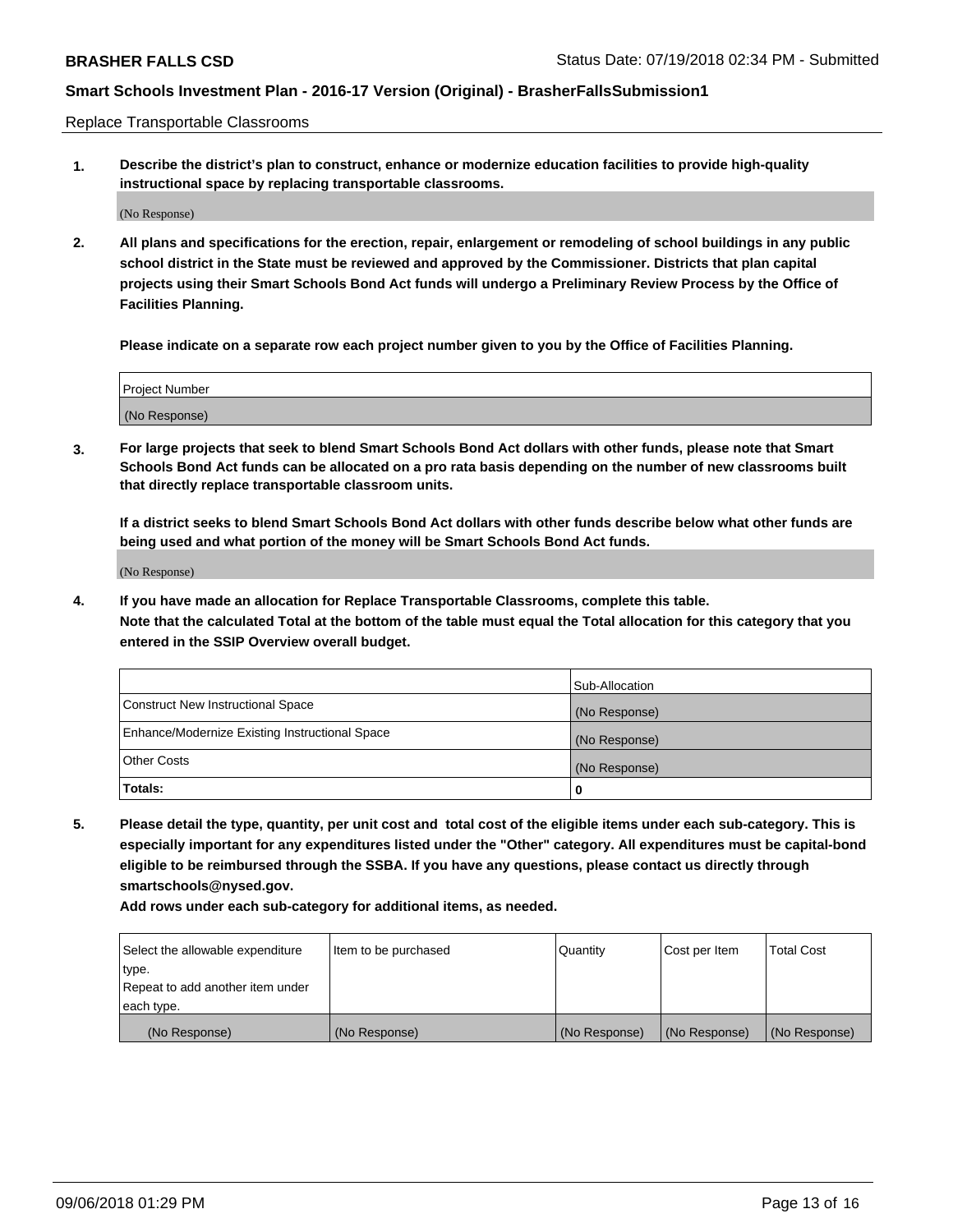Replace Transportable Classrooms

1. **Describe the district's plan to construct, enhance or modernize education facilities to provide high-quality instructional space by replacing transportable classrooms.**

(No Response)

2. **All plans and specifications for the erection, repair, enlargement or remodeling of school buildings in any public school district in the State must be reviewed and approved by the Commissioner. Districts that plan capital projects using their Smart Schools Bond Act funds will undergo a Preliminary Review Process by the Office of Facilities Planning.**

   **Please indicate on a separate row each project number given to you by the Office of Facilities Planning.**

| Project Number |
|---|
| (No Response) |

3. **For large projects that seek to blend Smart Schools Bond Act dollars with other funds, please note that Smart Schools Bond Act funds can be allocated on a pro rata basis depending on the number of new classrooms built that directly replace transportable classroom units.**

   **If a district seeks to blend Smart Schools Bond Act dollars with other funds describe below what other funds are being used and what portion of the money will be Smart Schools Bond Act funds.**

(No Response)

4. **If you have made an allocation for Replace Transportable Classrooms, complete this table. Note that the calculated Total at the bottom of the table must equal the Total allocation for this category that you entered in the SSIP Overview overall budget.**

| | Sub-Allocation |
|---|---|
| Construct New Instructional Space | (No Response) |
| Enhance/Modernize Existing Instructional Space | (No Response) |
| Other Costs | (No Response) |
| **Totals:** | 0 |

5. **Please detail the type, quantity, per unit cost and total cost of the eligible items under each sub-category. This is especially important for any expenditures listed under the "Other" category. All expenditures must be capital-bond eligible to be reimbursed through the SSBA. If you have any questions, please contact us directly through smartschools@nysed.gov.**

   **Add rows under each sub-category for additional items, as needed.**

| Select the allowable expenditure type. Repeat to add another item under each type. | Item to be purchased | Quantity | Cost per Item | Total Cost |
|---|---|---|---|---|
| (No Response) | (No Response) | (No Response) | (No Response) | (No Response) |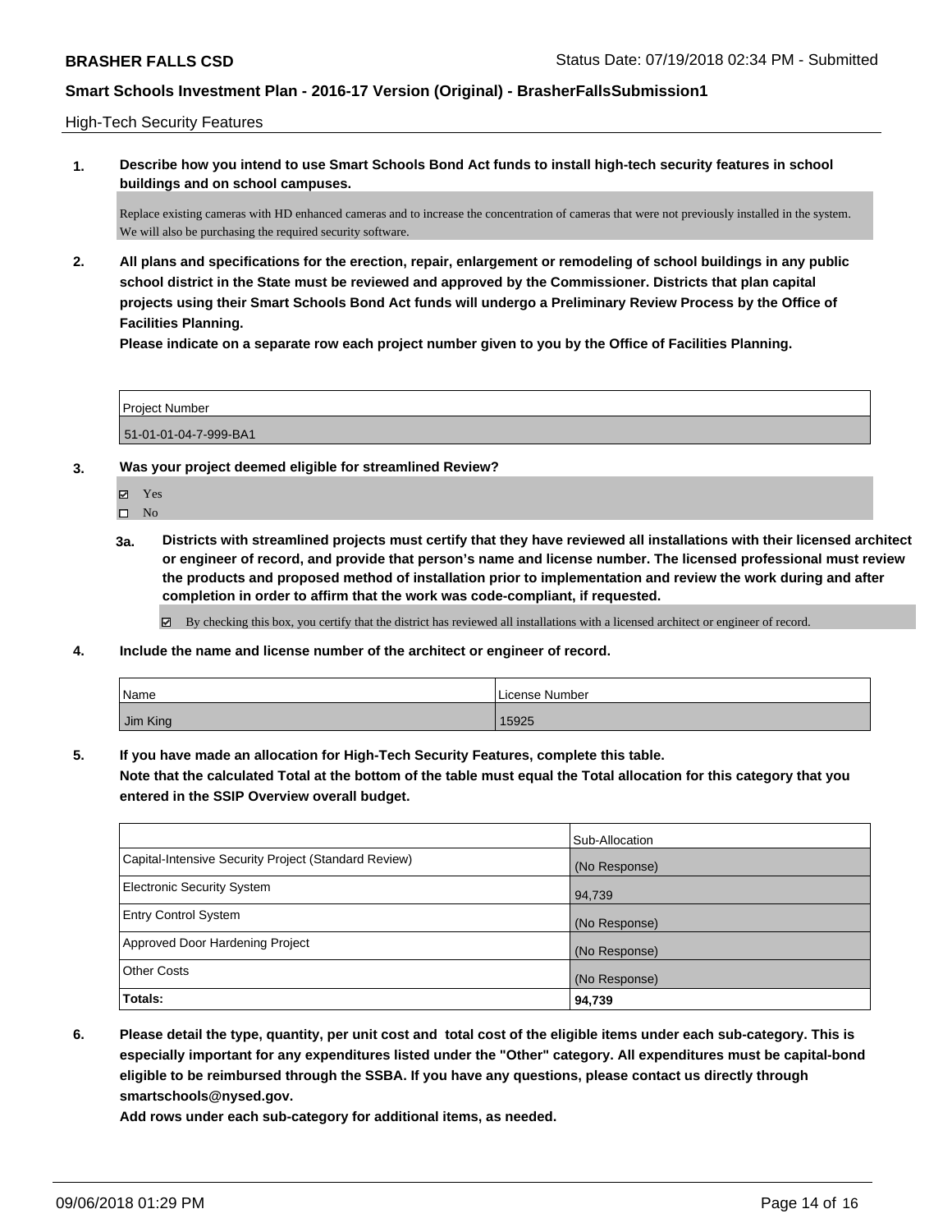High-Tech Security Features

**1. Describe how you intend to use Smart Schools Bond Act funds to install high-tech security features in school buildings and on school campuses.**

Replace existing cameras with HD enhanced cameras and to increase the concentration of cameras that were not previously installed in the system. We will also be purchasing the required security software.

**2. All plans and specifications for the erection, repair, enlargement or remodeling of school buildings in any public school district in the State must be reviewed and approved by the Commissioner. Districts that plan capital projects using their Smart Schools Bond Act funds will undergo a Preliminary Review Process by the Office of Facilities Planning.**

**Please indicate on a separate row each project number given to you by the Office of Facilities Planning.**

| Project Number |
| --- |
| 51-01-01-04-7-999-BA1 |

**3. Was your project deemed eligible for streamlined Review?**

- ☑ Yes
- ☐ No

**3a. Districts with streamlined projects must certify that they have reviewed all installations with their licensed architect or engineer of record, and provide that person's name and license number. The licensed professional must review the products and proposed method of installation prior to implementation and review the work during and after completion in order to affirm that the work was code-compliant, if requested.**

- ☑ By checking this box, you certify that the district has reviewed all installations with a licensed architect or engineer of record.

**4. Include the name and license number of the architect or engineer of record.**

| Name | License Number |
| --- | --- |
| Jim King | 15925 |

**5. If you have made an allocation for High-Tech Security Features, complete this table.**
**Note that the calculated Total at the bottom of the table must equal the Total allocation for this category that you entered in the SSIP Overview overall budget.**

| | Sub-Allocation |
| --- | --- |
| Capital-Intensive Security Project (Standard Review) | (No Response) |
| Electronic Security System | 94,739 |
| Entry Control System | (No Response) |
| Approved Door Hardening Project | (No Response) |
| Other Costs | (No Response) |
| **Totals:** | **94,739** |

**6. Please detail the type, quantity, per unit cost and total cost of the eligible items under each sub-category. This is especially important for any expenditures listed under the "Other" category. All expenditures must be capital-bond eligible to be reimbursed through the SSBA. If you have any questions, please contact us directly through smartschools@nysed.gov.**

**Add rows under each sub-category for additional items, as needed.**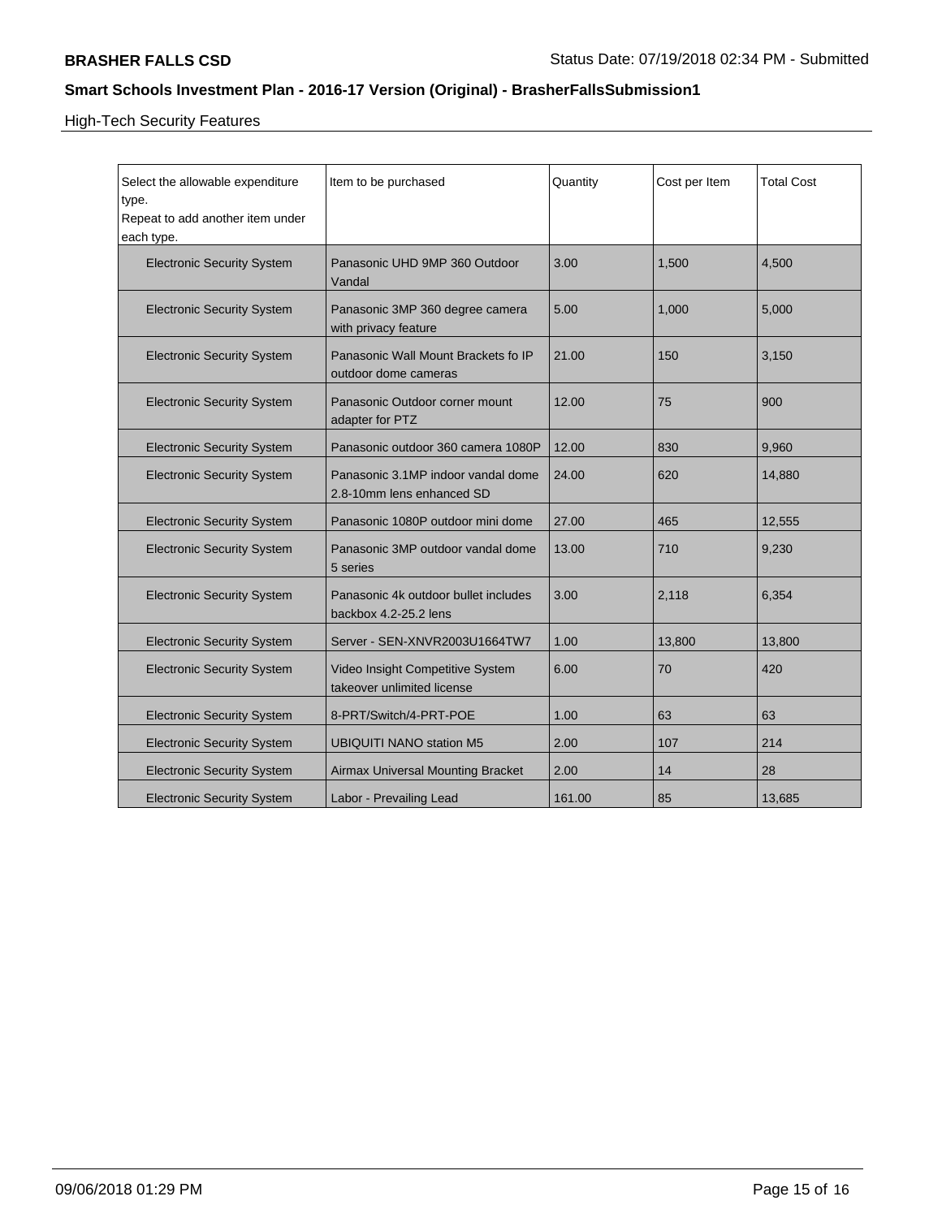High-Tech Security Features

| Select the allowable expenditure type. Repeat to add another item under each type. | Item to be purchased | Quantity | Cost per Item | Total Cost |
|---|---|---|---|---|
| Electronic Security System | Panasonic UHD 9MP 360 Outdoor Vandal | 3.00 | 1,500 | 4,500 |
| Electronic Security System | Panasonic 3MP 360 degree camera with privacy feature | 5.00 | 1,000 | 5,000 |
| Electronic Security System | Panasonic Wall Mount Brackets fo IP outdoor dome cameras | 21.00 | 150 | 3,150 |
| Electronic Security System | Panasonic Outdoor corner mount adapter for PTZ | 12.00 | 75 | 900 |
| Electronic Security System | Panasonic outdoor 360 camera 1080P | 12.00 | 830 | 9,960 |
| Electronic Security System | Panasonic 3.1MP indoor vandal dome 2.8-10mm lens enhanced SD | 24.00 | 620 | 14,880 |
| Electronic Security System | Panasonic 1080P outdoor mini dome | 27.00 | 465 | 12,555 |
| Electronic Security System | Panasonic 3MP outdoor vandal dome 5 series | 13.00 | 710 | 9,230 |
| Electronic Security System | Panasonic 4k outdoor bullet includes backbox 4.2-25.2 lens | 3.00 | 2,118 | 6,354 |
| Electronic Security System | Server - SEN-XNVR2003U1664TW7 | 1.00 | 13,800 | 13,800 |
| Electronic Security System | Video Insight Competitive System takeover unlimited license | 6.00 | 70 | 420 |
| Electronic Security System | 8-PRT/Switch/4-PRT-POE | 1.00 | 63 | 63 |
| Electronic Security System | UBIQUITI NANO station M5 | 2.00 | 107 | 214 |
| Electronic Security System | Airmax Universal Mounting Bracket | 2.00 | 14 | 28 |
| Electronic Security System | Labor - Prevailing Lead | 161.00 | 85 | 13,685 |